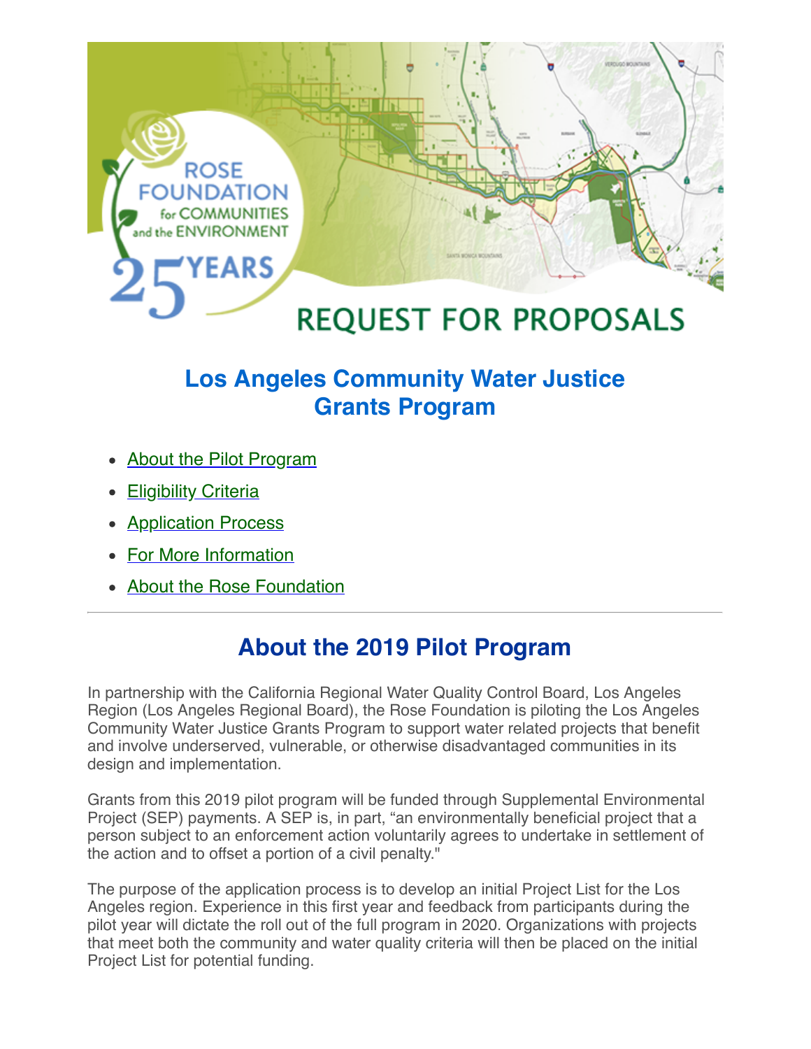ROSE FOUNDATION for COMMUNITIES and the ENVIRONMENT

25 YEARS

REQUEST FOR PROPOSALS

# Los Angeles Community Water Justice Grants Program

- About the Pilot Program
- Eligibility Criteria
- Application Process
- For More Information
- About the Rose Foundation

---

## About the 2019 Pilot Program

In partnership with the California Regional Water Quality Control Board, Los Angeles Region (Los Angeles Regional Board), the Rose Foundation is piloting the Los Angeles Community Water Justice Grants Program to support water related projects that benefit and involve underserved, vulnerable, or otherwise disadvantaged communities in its design and implementation.

Grants from this 2019 pilot program will be funded through Supplemental Environmental Project (SEP) payments. A SEP is, in part, "an environmentally beneficial project that a person subject to an enforcement action voluntarily agrees to undertake in settlement of the action and to offset a portion of a civil penalty."

The purpose of the application process is to develop an initial Project List for the Los Angeles region. Experience in this first year and feedback from participants during the pilot year will dictate the roll out of the full program in 2020. Organizations with projects that meet both the community and water quality criteria will then be placed on the initial Project List for potential funding.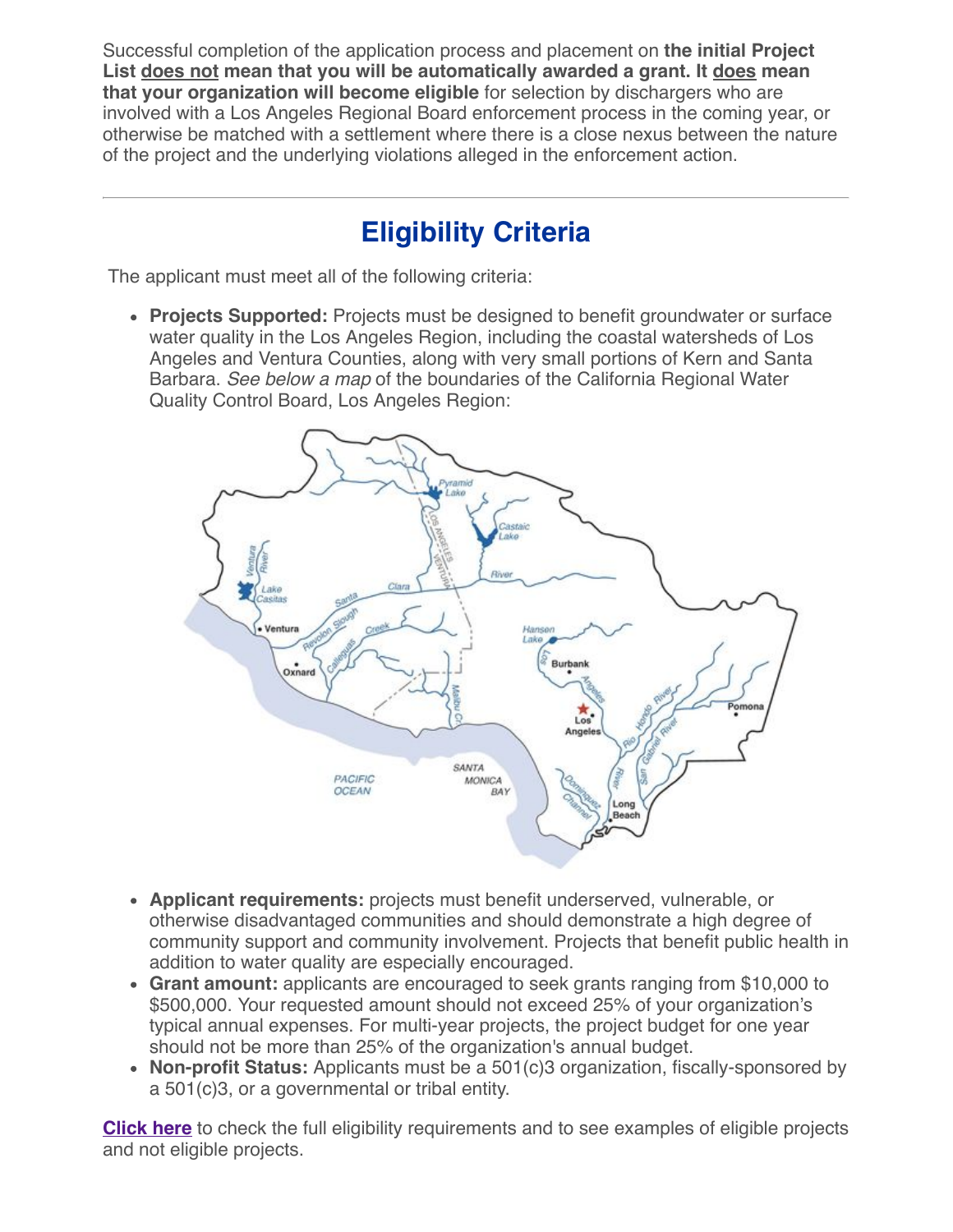Successful completion of the application process and placement on **the initial Project List does not mean that you will be automatically awarded a grant. It does mean that your organization will become eligible** for selection by dischargers who are involved with a Los Angeles Regional Board enforcement process in the coming year, or otherwise be matched with a settlement where there is a close nexus between the nature of the project and the underlying violations alleged in the enforcement action.

---

## Eligibility Criteria

The applicant must meet all of the following criteria:

- **Projects Supported:** Projects must be designed to benefit groundwater or surface water quality in the Los Angeles Region, including the coastal watersheds of Los Angeles and Ventura Counties, along with very small portions of Kern and Santa Barbara. *See below a map* of the boundaries of the California Regional Water Quality Control Board, Los Angeles Region:

- **Applicant requirements:** projects must benefit underserved, vulnerable, or otherwise disadvantaged communities and should demonstrate a high degree of community support and community involvement. Projects that benefit public health in addition to water quality are especially encouraged.
- **Grant amount:** applicants are encouraged to seek grants ranging from $10,000 to $500,000. Your requested amount should not exceed 25% of your organization's typical annual expenses. For multi-year projects, the project budget for one year should not be more than 25% of the organization's annual budget.
- **Non-profit Status:** Applicants must be a 501(c)3 organization, fiscally-sponsored by a 501(c)3, or a governmental or tribal entity.

**Click here** to check the full eligibility requirements and to see examples of eligible projects and not eligible projects.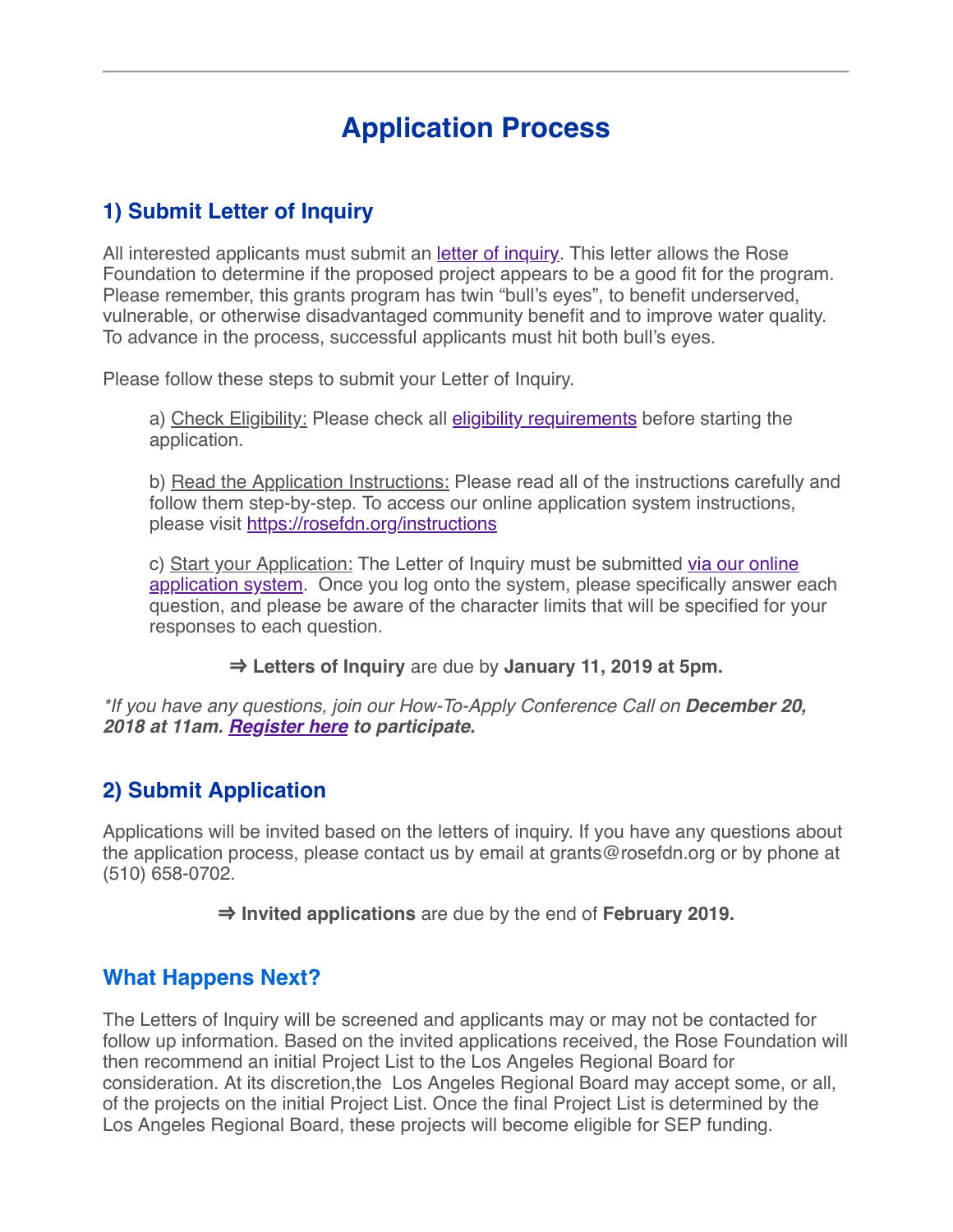---

# Application Process

## 1) Submit Letter of Inquiry

All interested applicants must submit an letter of inquiry. This letter allows the Rose Foundation to determine if the proposed project appears to be a good fit for the program. Please remember, this grants program has twin “bull’s eyes”, to benefit underserved, vulnerable, or otherwise disadvantaged community benefit and to improve water quality. To advance in the process, successful applicants must hit both bull’s eyes.

Please follow these steps to submit your Letter of Inquiry.

a) Check Eligibility: Please check all eligibility requirements before starting the application.

b) Read the Application Instructions: Please read all of the instructions carefully and follow them step-by-step. To access our online application system instructions, please visit https://rosefdn.org/instructions

c) Start your Application: The Letter of Inquiry must be submitted via our online application system. Once you log onto the system, please specifically answer each question, and please be aware of the character limits that will be specified for your responses to each question.

⇒ **Letters of Inquiry** are due by **January 11, 2019 at 5pm.**

*\*If you have any questions, join our How-To-Apply Conference Call on **December 20, 2018 at 11am. Register here to participate.***

## 2) Submit Application

Applications will be invited based on the letters of inquiry. If you have any questions about the application process, please contact us by email at grants@rosefdn.org or by phone at (510) 658-0702.

⇒ **Invited applications** are due by the end of **February 2019.**

## What Happens Next?

The Letters of Inquiry will be screened and applicants may or may not be contacted for follow up information. Based on the invited applications received, the Rose Foundation will then recommend an initial Project List to the Los Angeles Regional Board for consideration. At its discretion,the Los Angeles Regional Board may accept some, or all, of the projects on the initial Project List. Once the final Project List is determined by the Los Angeles Regional Board, these projects will become eligible for SEP funding.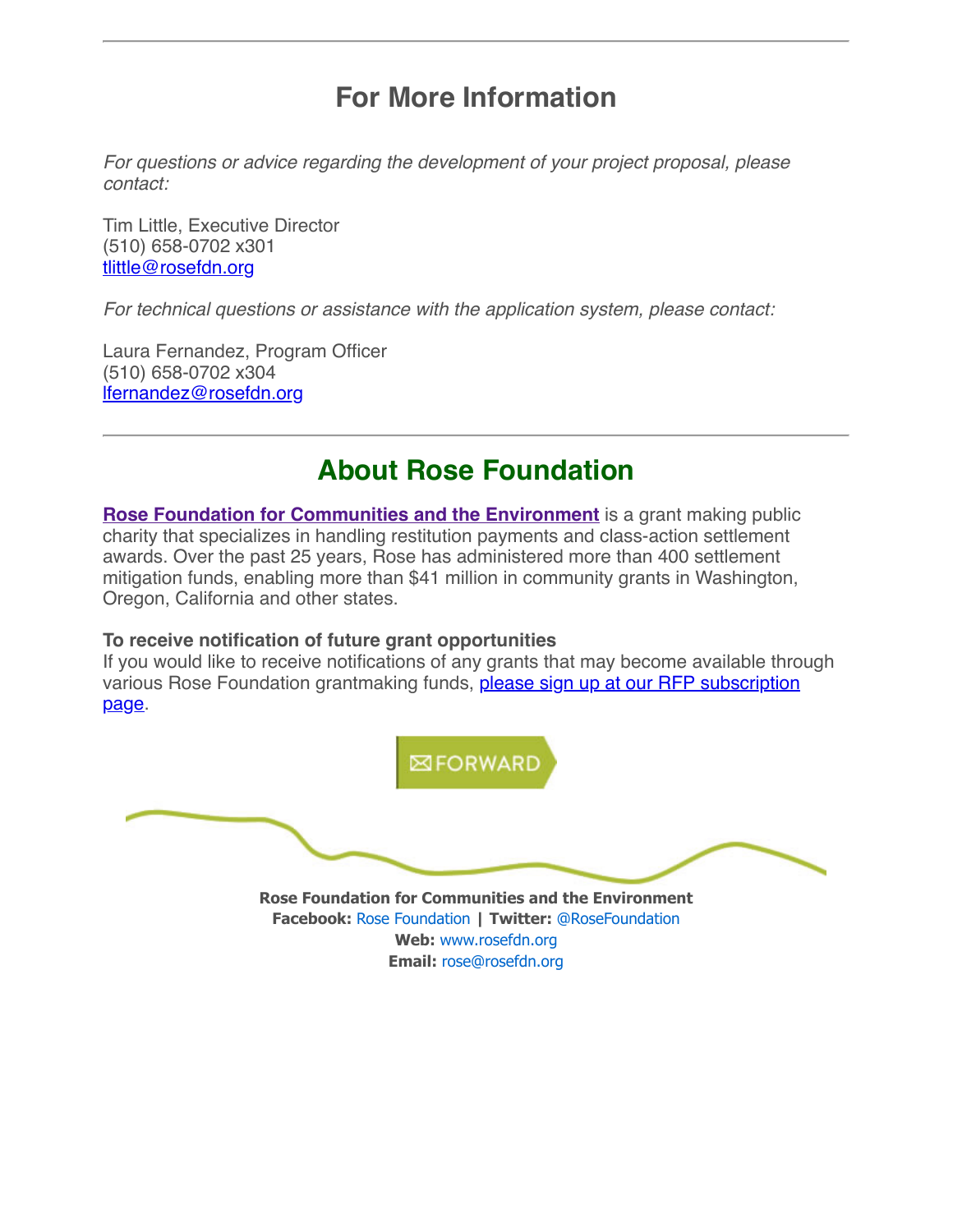---

## For More Information

*For questions or advice regarding the development of your project proposal, please contact:*

Tim Little, Executive Director
(510) 658-0702 x301
tlittle@rosefdn.org

*For technical questions or assistance with the application system, please contact:*

Laura Fernandez, Program Officer
(510) 658-0702 x304
lfernandez@rosefdn.org

---

## About Rose Foundation

**Rose Foundation for Communities and the Environment** is a grant making public charity that specializes in handling restitution payments and class-action settlement awards. Over the past 25 years, Rose has administered more than 400 settlement mitigation funds, enabling more than $41 million in community grants in Washington, Oregon, California and other states.

**To receive notification of future grant opportunities**
If you would like to receive notifications of any grants that may become available through various Rose Foundation grantmaking funds, please sign up at our RFP subscription page.

FORWARD

**Rose Foundation for Communities and the Environment**
**Facebook:** Rose Foundation | **Twitter:** @RoseFoundation
**Web:** www.rosefdn.org
**Email:** rose@rosefdn.org